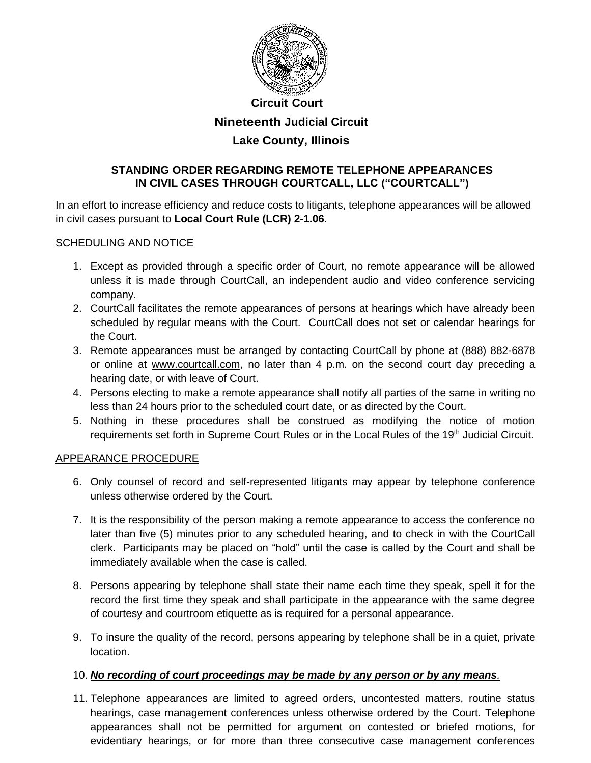**Circuit Court**

**Nineteenth Judicial Circuit**

**Lake County, Illinois**

## STANDING ORDER REGARDING REMOTE TELEPHONE APPEARANCES IN CIVIL CASES THROUGH COURTCALL, LLC ("COURTCALL")

In an effort to increase efficiency and reduce costs to litigants, telephone appearances will be allowed in civil cases pursuant to **Local Court Rule (LCR) 2-1.06**.

### SCHEDULING AND NOTICE

1. Except as provided through a specific order of Court, no remote appearance will be allowed unless it is made through CourtCall, an independent audio and video conference servicing company.
2. CourtCall facilitates the remote appearances of persons at hearings which have already been scheduled by regular means with the Court. CourtCall does not set or calendar hearings for the Court.
3. Remote appearances must be arranged by contacting CourtCall by phone at (888) 882-6878 or online at www.courtcall.com, no later than 4 p.m. on the second court day preceding a hearing date, or with leave of Court.
4. Persons electing to make a remote appearance shall notify all parties of the same in writing no less than 24 hours prior to the scheduled court date, or as directed by the Court.
5. Nothing in these procedures shall be construed as modifying the notice of motion requirements set forth in Supreme Court Rules or in the Local Rules of the 19th Judicial Circuit.

### APPEARANCE PROCEDURE

6. Only counsel of record and self-represented litigants may appear by telephone conference unless otherwise ordered by the Court.
7. It is the responsibility of the person making a remote appearance to access the conference no later than five (5) minutes prior to any scheduled hearing, and to check in with the CourtCall clerk. Participants may be placed on "hold" until the case is called by the Court and shall be immediately available when the case is called.
8. Persons appearing by telephone shall state their name each time they speak, spell it for the record the first time they speak and shall participate in the appearance with the same degree of courtesy and courtroom etiquette as is required for a personal appearance.
9. To insure the quality of the record, persons appearing by telephone shall be in a quiet, private location.
10. ***No recording of court proceedings may be made by any person or by any means.***
11. Telephone appearances are limited to agreed orders, uncontested matters, routine status hearings, case management conferences unless otherwise ordered by the Court. Telephone appearances shall not be permitted for argument on contested or briefed motions, for evidentiary hearings, or for more than three consecutive case management conferences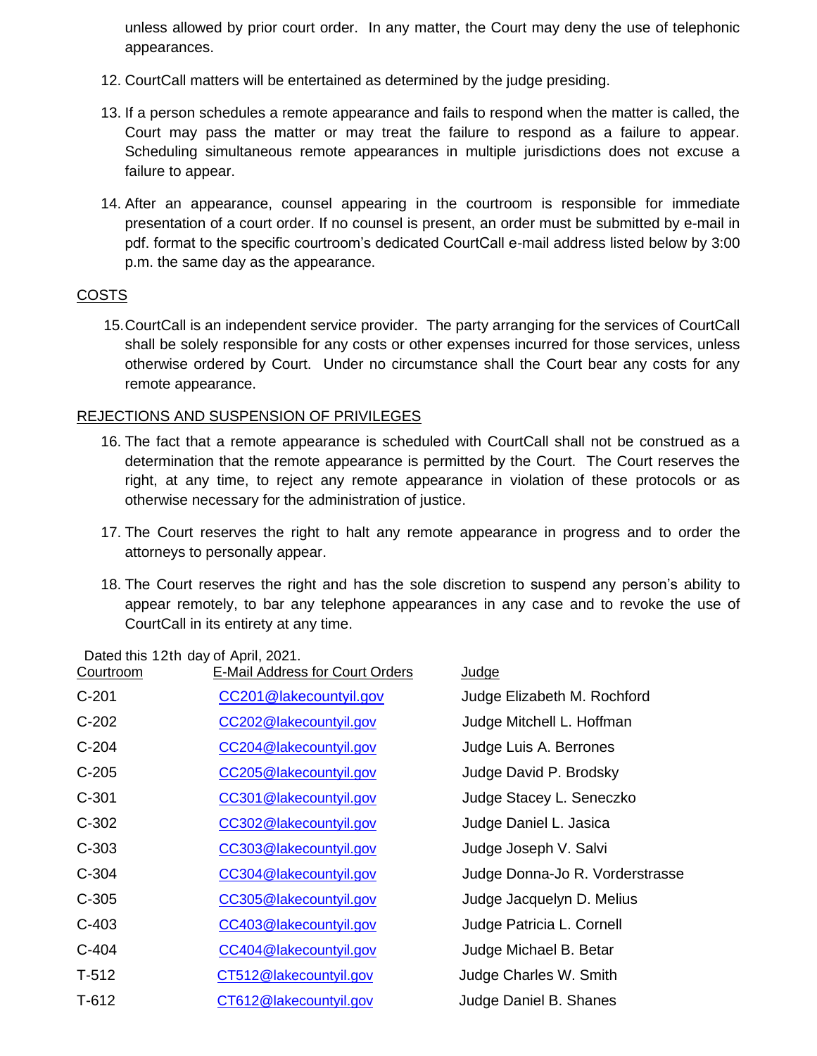unless allowed by prior court order. In any matter, the Court may deny the use of telephonic appearances.

12. CourtCall matters will be entertained as determined by the judge presiding.

13. If a person schedules a remote appearance and fails to respond when the matter is called, the Court may pass the matter or may treat the failure to respond as a failure to appear. Scheduling simultaneous remote appearances in multiple jurisdictions does not excuse a failure to appear.

14. After an appearance, counsel appearing in the courtroom is responsible for immediate presentation of a court order. If no counsel is present, an order must be submitted by e-mail in pdf. format to the specific courtroom's dedicated CourtCall e-mail address listed below by 3:00 p.m. the same day as the appearance.

COSTS

15. CourtCall is an independent service provider. The party arranging for the services of CourtCall shall be solely responsible for any costs or other expenses incurred for those services, unless otherwise ordered by Court. Under no circumstance shall the Court bear any costs for any remote appearance.

REJECTIONS AND SUSPENSION OF PRIVILEGES

16. The fact that a remote appearance is scheduled with CourtCall shall not be construed as a determination that the remote appearance is permitted by the Court. The Court reserves the right, at any time, to reject any remote appearance in violation of these protocols or as otherwise necessary for the administration of justice.

17. The Court reserves the right to halt any remote appearance in progress and to order the attorneys to personally appear.

18. The Court reserves the right and has the sole discretion to suspend any person's ability to appear remotely, to bar any telephone appearances in any case and to revoke the use of CourtCall in its entirety at any time.

Dated this 12th day of April, 2021.

| Courtroom | E-Mail Address for Court Orders | Judge |
|---|---|---|
| C-201 | CC201@lakecountyil.gov | Judge Elizabeth M. Rochford |
| C-202 | CC202@lakecountyil.gov | Judge Mitchell L. Hoffman |
| C-204 | CC204@lakecountyil.gov | Judge Luis A. Berrones |
| C-205 | CC205@lakecountyil.gov | Judge David P. Brodsky |
| C-301 | CC301@lakecountyil.gov | Judge Stacey L. Seneczko |
| C-302 | CC302@lakecountyil.gov | Judge Daniel L. Jasica |
| C-303 | CC303@lakecountyil.gov | Judge Joseph V. Salvi |
| C-304 | CC304@lakecountyil.gov | Judge Donna-Jo R. Vorderstrasse |
| C-305 | CC305@lakecountyil.gov | Judge Jacquelyn D. Melius |
| C-403 | CC403@lakecountyil.gov | Judge Patricia L. Cornell |
| C-404 | CC404@lakecountyil.gov | Judge Michael B. Betar |
| T-512 | CT512@lakecountyil.gov | Judge Charles W. Smith |
| T-612 | CT612@lakecountyil.gov | Judge Daniel B. Shanes |